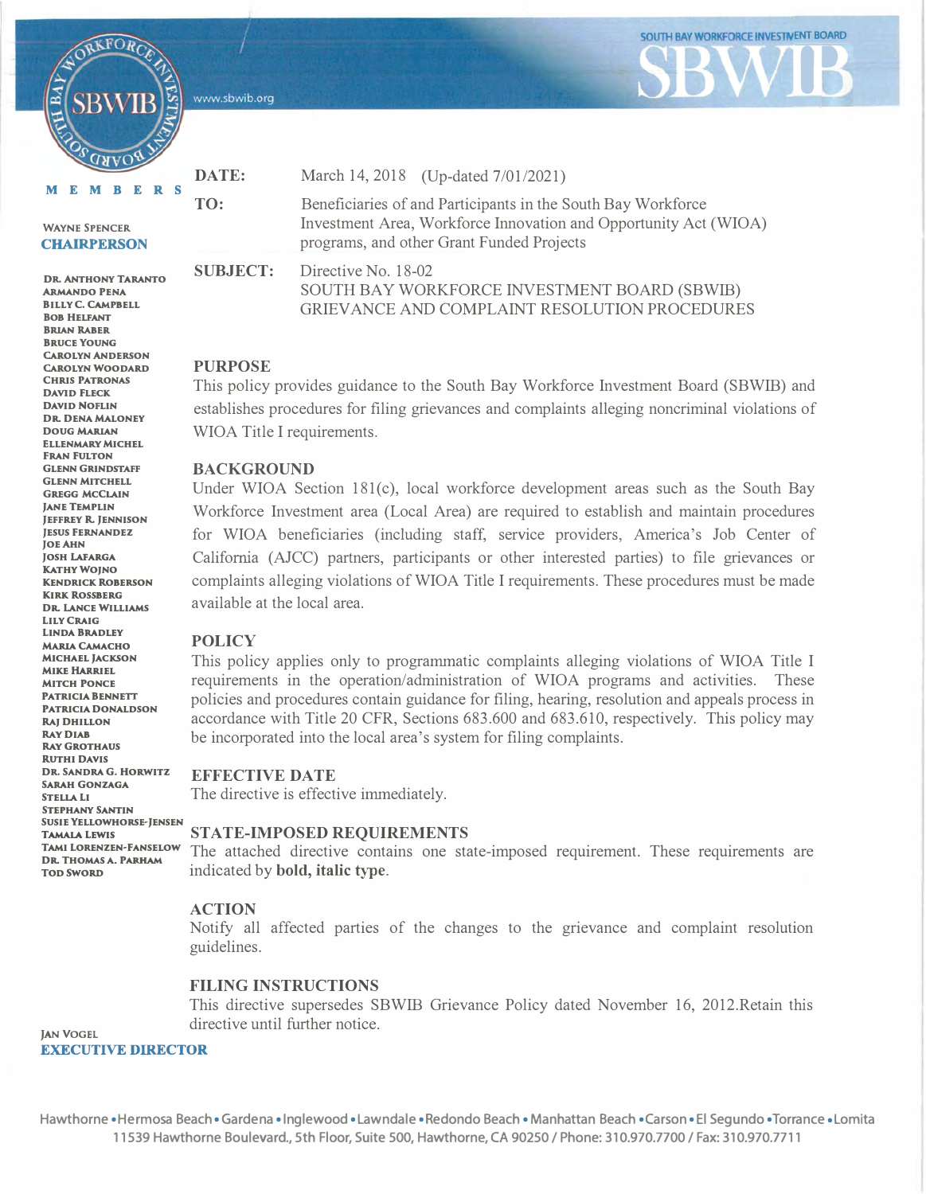SOUTH BAY WORKFORCE INVESTMENT BOARD

**SBWIB**

www.sbwib.org

**MEMBERS**

WAYNE SPENCER
**CHAIRPERSON**

DR. ANTHONY TARANTO
ARMANDO PENA
BILLY C. CAMPBELL
BOB HELFANT
BRIAN RABER
BRUCE YOUNG
CAROLYN ANDERSON
CAROLYN WOODARD
CHRIS PATRONAS
DAVID FLECK
DAVID NOFLIN
DR. DENA MALONEY
DOUG MARIAN
ELLENMARY MICHEL
FRAN FULTON
GLENN GRINDSTAFF
GLENN MITCHELL
GREGG MCCLAIN
JANE TEMPLIN
JEFFREY R. JENNISON
JESUS FERNANDEZ
JOE AHN
JOSH LAFARGA
KATHY WOJNO
KENDRICK ROBERSON
KIRK ROSSBERG
DR. LANCE WILLIAMS
LILY CRAIG
LINDA BRADLEY
MARIA CAMACHO
MICHAEL JACKSON
MIKE HARRIEL
MITCH PONCE
PATRICIA BENNETT
PATRICIA DONALDSON
RAJ DHILLON
RAY DIAB
RAY GROTHAUS
RUTHI DAVIS
DR. SANDRA G. HORWITZ
SARAH GONZAGA
STELLA LI
STEPHANY SANTIN
SUSIE YELLOWHORSE-JENSEN
TAMALA LEWIS
TAMI LORENZEN-FANSELOW
DR. THOMAS A. PARHAM
TOD SWORD

JAN VOGEL
**EXECUTIVE DIRECTOR**

**DATE:** March 14, 2018 (Up-dated 7/01/2021)

**TO:** Beneficiaries of and Participants in the South Bay Workforce Investment Area, Workforce Innovation and Opportunity Act (WIOA) programs, and other Grant Funded Projects

**SUBJECT:** Directive No. 18-02
SOUTH BAY WORKFORCE INVESTMENT BOARD (SBWIB) GRIEVANCE AND COMPLAINT RESOLUTION PROCEDURES

## PURPOSE

This policy provides guidance to the South Bay Workforce Investment Board (SBWIB) and establishes procedures for filing grievances and complaints alleging noncriminal violations of WIOA Title I requirements.

## BACKGROUND

Under WIOA Section 181(c), local workforce development areas such as the South Bay Workforce Investment area (Local Area) are required to establish and maintain procedures for WIOA beneficiaries (including staff, service providers, America's Job Center of California (AJCC) partners, participants or other interested parties) to file grievances or complaints alleging violations of WIOA Title I requirements. These procedures must be made available at the local area.

## POLICY

This policy applies only to programmatic complaints alleging violations of WIOA Title I requirements in the operation/administration of WIOA programs and activities. These policies and procedures contain guidance for filing, hearing, resolution and appeals process in accordance with Title 20 CFR, Sections 683.600 and 683.610, respectively. This policy may be incorporated into the local area's system for filing complaints.

## EFFECTIVE DATE

The directive is effective immediately.

## STATE-IMPOSED REQUIREMENTS

The attached directive contains one state-imposed requirement. These requirements are indicated by ***bold, italic type***.

## ACTION

Notify all affected parties of the changes to the grievance and complaint resolution guidelines.

## FILING INSTRUCTIONS

This directive supersedes SBWIB Grievance Policy dated November 16, 2012.Retain this directive until further notice.

Hawthorne • Hermosa Beach • Gardena • Inglewood • Lawndale • Redondo Beach • Manhattan Beach • Carson • El Segundo • Torrance • Lomita
11539 Hawthorne Boulevard., 5th Floor, Suite 500, Hawthorne, CA 90250 / Phone: 310.970.7700 / Fax: 310.970.7711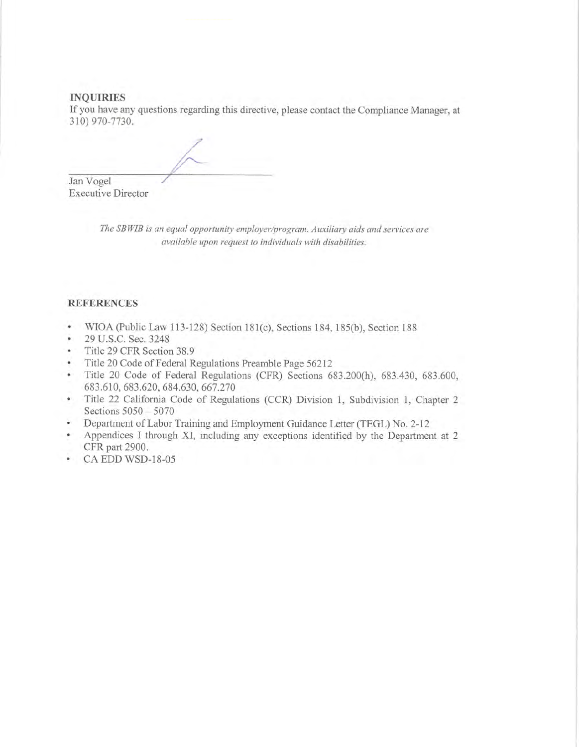**INQUIRIES**

If you have any questions regarding this directive, please contact the Compliance Manager, at 310) 970-7730.

Jan Vogel
Executive Director

*The SBWIB is an equal opportunity employer/program. Auxiliary aids and services are available upon request to individuals with disabilities.*

**REFERENCES**

- WIOA (Public Law 113-128) Section 181(c), Sections 184, 185(b), Section 188
- 29 U.S.C. Sec. 3248
- Title 29 CFR Section 38.9
- Title 20 Code of Federal Regulations Preamble Page 56212
- Title 20 Code of Federal Regulations (CFR) Sections 683.200(h), 683.430, 683.600, 683.610, 683.620, 684.630, 667.270
- Title 22 California Code of Regulations (CCR) Division 1, Subdivision 1, Chapter 2 Sections 5050 – 5070
- Department of Labor Training and Employment Guidance Letter (TEGL) No. 2-12
- Appendices I through XI, including any exceptions identified by the Department at 2 CFR part 2900.
- CA EDD WSD-18-05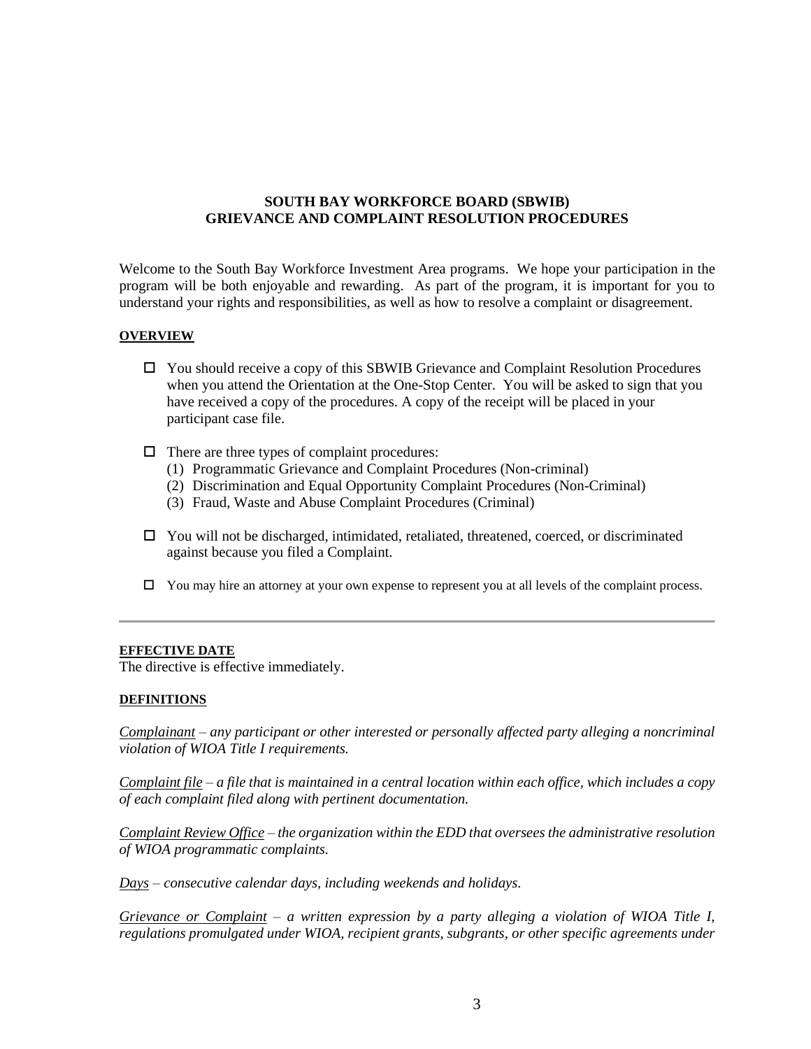**SOUTH BAY WORKFORCE BOARD (SBWIB)**
**GRIEVANCE AND COMPLAINT RESOLUTION PROCEDURES**

Welcome to the South Bay Workforce Investment Area programs. We hope your participation in the program will be both enjoyable and rewarding. As part of the program, it is important for you to understand your rights and responsibilities, as well as how to resolve a complaint or disagreement.

**OVERVIEW**

- ☐ You should receive a copy of this SBWIB Grievance and Complaint Resolution Procedures when you attend the Orientation at the One-Stop Center. You will be asked to sign that you have received a copy of the procedures. A copy of the receipt will be placed in your participant case file.
- ☐ There are three types of complaint procedures:
  (1) Programmatic Grievance and Complaint Procedures (Non-criminal)
  (2) Discrimination and Equal Opportunity Complaint Procedures (Non-Criminal)
  (3) Fraud, Waste and Abuse Complaint Procedures (Criminal)
- ☐ You will not be discharged, intimidated, retaliated, threatened, coerced, or discriminated against because you filed a Complaint.
- ☐ You may hire an attorney at your own expense to represent you at all levels of the complaint process.

---

**EFFECTIVE DATE**

The directive is effective immediately.

**DEFINITIONS**

*Complainant – any participant or other interested or personally affected party alleging a noncriminal violation of WIOA Title I requirements.*

*Complaint file – a file that is maintained in a central location within each office, which includes a copy of each complaint filed along with pertinent documentation.*

*Complaint Review Office – the organization within the EDD that oversees the administrative resolution of WIOA programmatic complaints.*

*Days – consecutive calendar days, including weekends and holidays.*

*Grievance or Complaint – a written expression by a party alleging a violation of WIOA Title I, regulations promulgated under WIOA, recipient grants, subgrants, or other specific agreements under*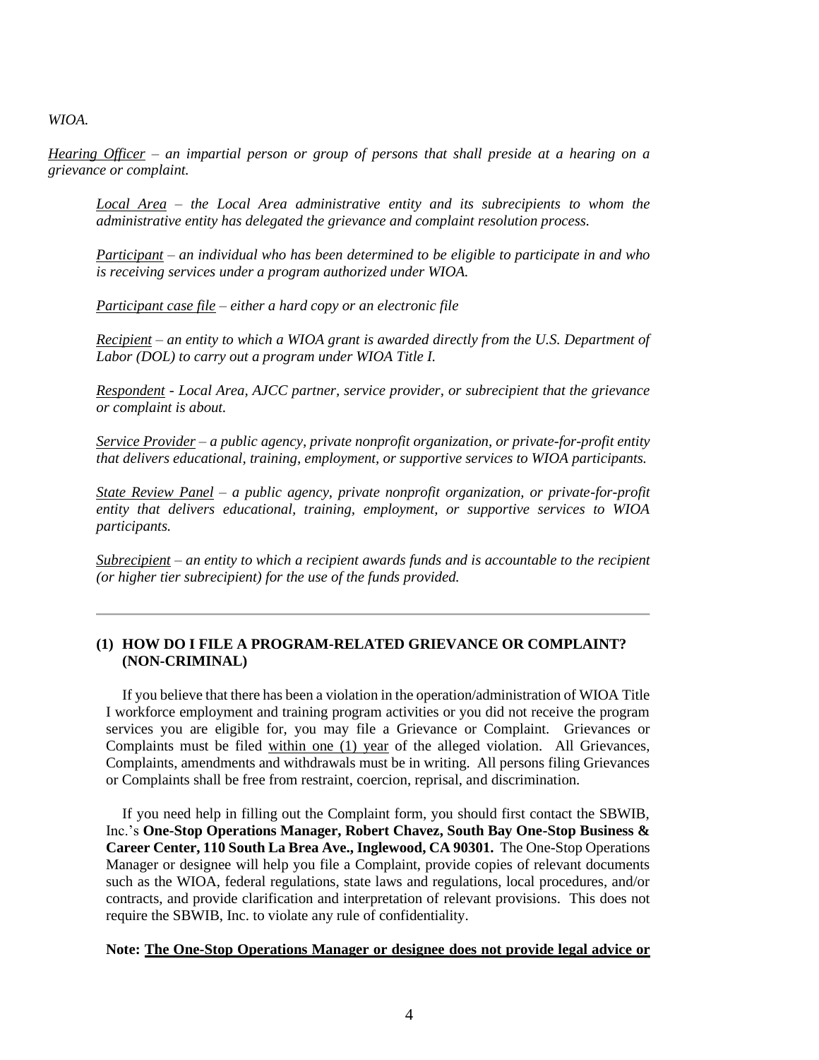*WIOA.*

*Hearing Officer – an impartial person or group of persons that shall preside at a hearing on a grievance or complaint.*

*Local Area – the Local Area administrative entity and its subrecipients to whom the administrative entity has delegated the grievance and complaint resolution process.*

*Participant – an individual who has been determined to be eligible to participate in and who is receiving services under a program authorized under WIOA.*

*Participant case file – either a hard copy or an electronic file*

*Recipient – an entity to which a WIOA grant is awarded directly from the U.S. Department of Labor (DOL) to carry out a program under WIOA Title I.*

*Respondent - Local Area, AJCC partner, service provider, or subrecipient that the grievance or complaint is about.*

*Service Provider – a public agency, private nonprofit organization, or private-for-profit entity that delivers educational, training, employment, or supportive services to WIOA participants.*

*State Review Panel – a public agency, private nonprofit organization, or private-for-profit entity that delivers educational, training, employment, or supportive services to WIOA participants.*

*Subrecipient – an entity to which a recipient awards funds and is accountable to the recipient (or higher tier subrecipient) for the use of the funds provided.*

---

### (1) HOW DO I FILE A PROGRAM-RELATED GRIEVANCE OR COMPLAINT? (NON-CRIMINAL)

If you believe that there has been a violation in the operation/administration of WIOA Title I workforce employment and training program activities or you did not receive the program services you are eligible for, you may file a Grievance or Complaint. Grievances or Complaints must be filed within one (1) year of the alleged violation. All Grievances, Complaints, amendments and withdrawals must be in writing. All persons filing Grievances or Complaints shall be free from restraint, coercion, reprisal, and discrimination.

If you need help in filling out the Complaint form, you should first contact the SBWIB, Inc.'s **One-Stop Operations Manager, Robert Chavez, South Bay One-Stop Business & Career Center, 110 South La Brea Ave., Inglewood, CA 90301.** The One-Stop Operations Manager or designee will help you file a Complaint, provide copies of relevant documents such as the WIOA, federal regulations, state laws and regulations, local procedures, and/or contracts, and provide clarification and interpretation of relevant provisions. This does not require the SBWIB, Inc. to violate any rule of confidentiality.

**Note: The One-Stop Operations Manager or designee does not provide legal advice or**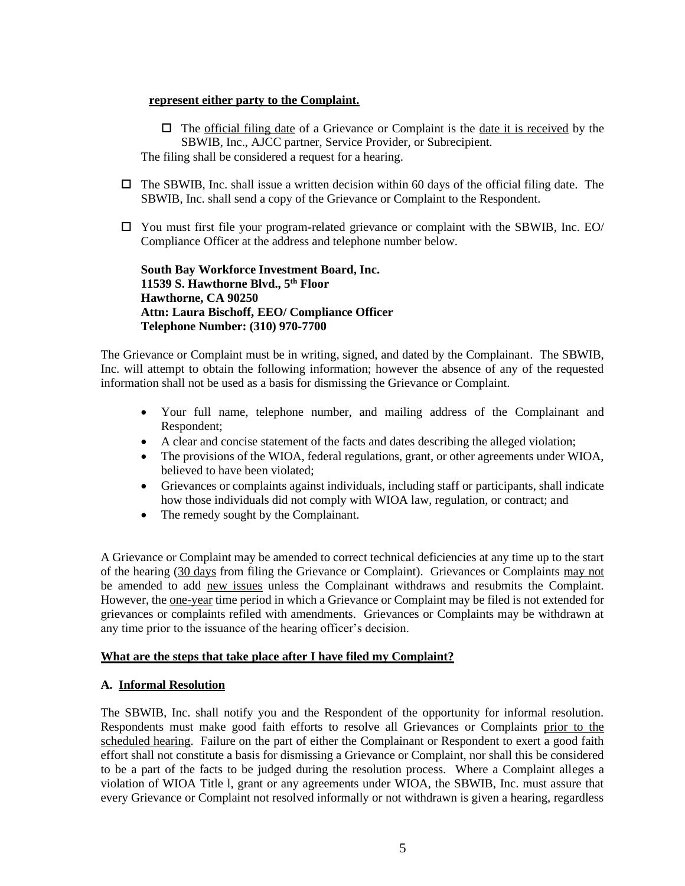**represent either party to the Complaint.**

- ☐ The official filing date of a Grievance or Complaint is the date it is received by the SBWIB, Inc., AJCC partner, Service Provider, or Subrecipient.

The filing shall be considered a request for a hearing.

- ☐ The SBWIB, Inc. shall issue a written decision within 60 days of the official filing date. The SBWIB, Inc. shall send a copy of the Grievance or Complaint to the Respondent.

- ☐ You must first file your program-related grievance or complaint with the SBWIB, Inc. EO/ Compliance Officer at the address and telephone number below.

**South Bay Workforce Investment Board, Inc.**
**11539 S. Hawthorne Blvd., 5th Floor**
**Hawthorne, CA 90250**
**Attn: Laura Bischoff, EEO/ Compliance Officer**
**Telephone Number: (310) 970-7700**

The Grievance or Complaint must be in writing, signed, and dated by the Complainant. The SBWIB, Inc. will attempt to obtain the following information; however the absence of any of the requested information shall not be used as a basis for dismissing the Grievance or Complaint.

- Your full name, telephone number, and mailing address of the Complainant and Respondent;
- A clear and concise statement of the facts and dates describing the alleged violation;
- The provisions of the WIOA, federal regulations, grant, or other agreements under WIOA, believed to have been violated;
- Grievances or complaints against individuals, including staff or participants, shall indicate how those individuals did not comply with WIOA law, regulation, or contract; and
- The remedy sought by the Complainant.

A Grievance or Complaint may be amended to correct technical deficiencies at any time up to the start of the hearing (30 days from filing the Grievance or Complaint). Grievances or Complaints may not be amended to add new issues unless the Complainant withdraws and resubmits the Complaint. However, the one-year time period in which a Grievance or Complaint may be filed is not extended for grievances or complaints refiled with amendments. Grievances or Complaints may be withdrawn at any time prior to the issuance of the hearing officer's decision.

**What are the steps that take place after I have filed my Complaint?**

**A. Informal Resolution**

The SBWIB, Inc. shall notify you and the Respondent of the opportunity for informal resolution. Respondents must make good faith efforts to resolve all Grievances or Complaints prior to the scheduled hearing. Failure on the part of either the Complainant or Respondent to exert a good faith effort shall not constitute a basis for dismissing a Grievance or Complaint, nor shall this be considered to be a part of the facts to be judged during the resolution process. Where a Complaint alleges a violation of WIOA Title l, grant or any agreements under WIOA, the SBWIB, Inc. must assure that every Grievance or Complaint not resolved informally or not withdrawn is given a hearing, regardless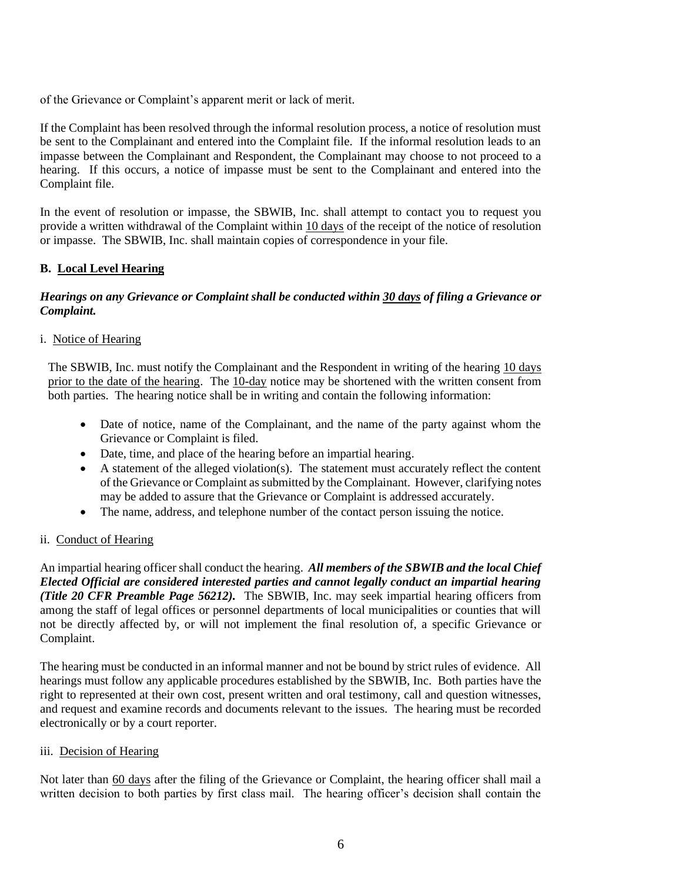of the Grievance or Complaint's apparent merit or lack of merit.

If the Complaint has been resolved through the informal resolution process, a notice of resolution must be sent to the Complainant and entered into the Complaint file. If the informal resolution leads to an impasse between the Complainant and Respondent, the Complainant may choose to not proceed to a hearing. If this occurs, a notice of impasse must be sent to the Complainant and entered into the Complaint file.

In the event of resolution or impasse, the SBWIB, Inc. shall attempt to contact you to request you provide a written withdrawal of the Complaint within 10 days of the receipt of the notice of resolution or impasse. The SBWIB, Inc. shall maintain copies of correspondence in your file.

### B. Local Level Hearing

***Hearings on any Grievance or Complaint shall be conducted within 30 days of filing a Grievance or Complaint.***

i. Notice of Hearing

The SBWIB, Inc. must notify the Complainant and the Respondent in writing of the hearing 10 days prior to the date of the hearing. The 10-day notice may be shortened with the written consent from both parties. The hearing notice shall be in writing and contain the following information:

- Date of notice, name of the Complainant, and the name of the party against whom the Grievance or Complaint is filed.
- Date, time, and place of the hearing before an impartial hearing.
- A statement of the alleged violation(s). The statement must accurately reflect the content of the Grievance or Complaint as submitted by the Complainant. However, clarifying notes may be added to assure that the Grievance or Complaint is addressed accurately.
- The name, address, and telephone number of the contact person issuing the notice.

ii. Conduct of Hearing

An impartial hearing officer shall conduct the hearing. ***All members of the SBWIB and the local Chief Elected Official are considered interested parties and cannot legally conduct an impartial hearing (Title 20 CFR Preamble Page 56212).*** The SBWIB, Inc. may seek impartial hearing officers from among the staff of legal offices or personnel departments of local municipalities or counties that will not be directly affected by, or will not implement the final resolution of, a specific Grievance or Complaint.

The hearing must be conducted in an informal manner and not be bound by strict rules of evidence. All hearings must follow any applicable procedures established by the SBWIB, Inc. Both parties have the right to represented at their own cost, present written and oral testimony, call and question witnesses, and request and examine records and documents relevant to the issues. The hearing must be recorded electronically or by a court reporter.

iii. Decision of Hearing

Not later than 60 days after the filing of the Grievance or Complaint, the hearing officer shall mail a written decision to both parties by first class mail. The hearing officer's decision shall contain the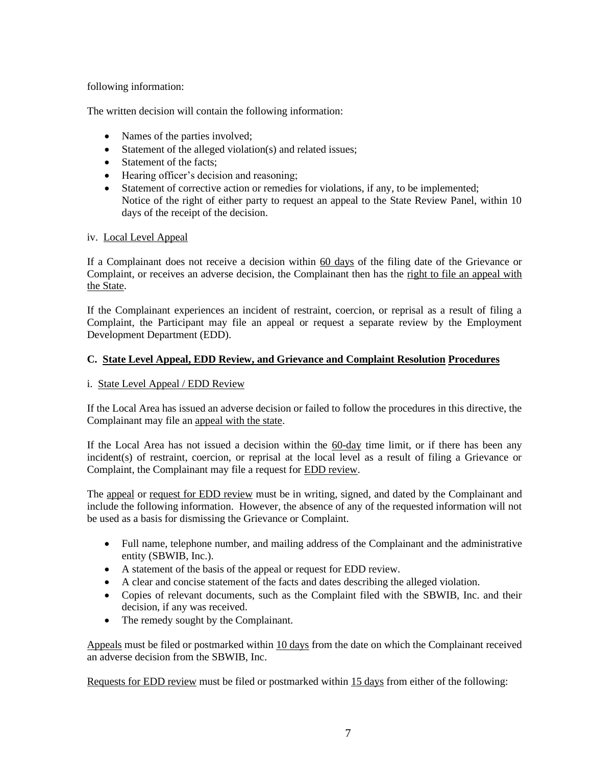following information:

The written decision will contain the following information:

- Names of the parties involved;
- Statement of the alleged violation(s) and related issues;
- Statement of the facts;
- Hearing officer's decision and reasoning;
- Statement of corrective action or remedies for violations, if any, to be implemented;
  Notice of the right of either party to request an appeal to the State Review Panel, within 10 days of the receipt of the decision.

iv. Local Level Appeal

If a Complainant does not receive a decision within 60 days of the filing date of the Grievance or Complaint, or receives an adverse decision, the Complainant then has the right to file an appeal with the State.

If the Complainant experiences an incident of restraint, coercion, or reprisal as a result of filing a Complaint, the Participant may file an appeal or request a separate review by the Employment Development Department (EDD).

### C. State Level Appeal, EDD Review, and Grievance and Complaint Resolution Procedures

i. State Level Appeal / EDD Review

If the Local Area has issued an adverse decision or failed to follow the procedures in this directive, the Complainant may file an appeal with the state.

If the Local Area has not issued a decision within the 60-day time limit, or if there has been any incident(s) of restraint, coercion, or reprisal at the local level as a result of filing a Grievance or Complaint, the Complainant may file a request for EDD review.

The appeal or request for EDD review must be in writing, signed, and dated by the Complainant and include the following information. However, the absence of any of the requested information will not be used as a basis for dismissing the Grievance or Complaint.

- Full name, telephone number, and mailing address of the Complainant and the administrative entity (SBWIB, Inc.).
- A statement of the basis of the appeal or request for EDD review.
- A clear and concise statement of the facts and dates describing the alleged violation.
- Copies of relevant documents, such as the Complaint filed with the SBWIB, Inc. and their decision, if any was received.
- The remedy sought by the Complainant.

Appeals must be filed or postmarked within 10 days from the date on which the Complainant received an adverse decision from the SBWIB, Inc.

Requests for EDD review must be filed or postmarked within 15 days from either of the following: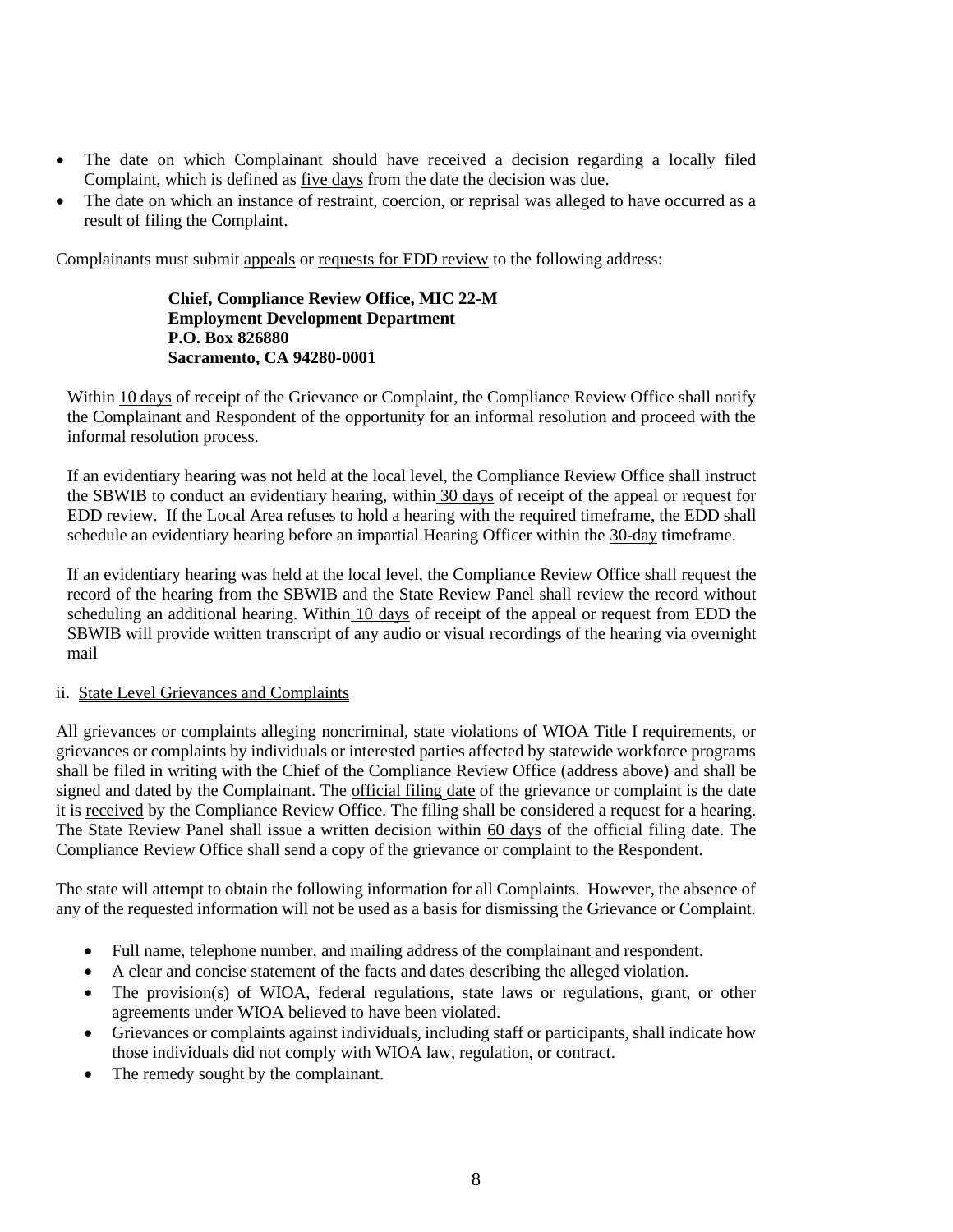- The date on which Complainant should have received a decision regarding a locally filed Complaint, which is defined as five days from the date the decision was due.
- The date on which an instance of restraint, coercion, or reprisal was alleged to have occurred as a result of filing the Complaint.

Complainants must submit appeals or requests for EDD review to the following address:

> **Chief, Compliance Review Office, MIC 22-M**
> **Employment Development Department**
> **P.O. Box 826880**
> **Sacramento, CA 94280-0001**

Within 10 days of receipt of the Grievance or Complaint, the Compliance Review Office shall notify the Complainant and Respondent of the opportunity for an informal resolution and proceed with the informal resolution process.

If an evidentiary hearing was not held at the local level, the Compliance Review Office shall instruct the SBWIB to conduct an evidentiary hearing, within 30 days of receipt of the appeal or request for EDD review. If the Local Area refuses to hold a hearing with the required timeframe, the EDD shall schedule an evidentiary hearing before an impartial Hearing Officer within the 30-day timeframe.

If an evidentiary hearing was held at the local level, the Compliance Review Office shall request the record of the hearing from the SBWIB and the State Review Panel shall review the record without scheduling an additional hearing. Within 10 days of receipt of the appeal or request from EDD the SBWIB will provide written transcript of any audio or visual recordings of the hearing via overnight mail

ii. State Level Grievances and Complaints

All grievances or complaints alleging noncriminal, state violations of WIOA Title I requirements, or grievances or complaints by individuals or interested parties affected by statewide workforce programs shall be filed in writing with the Chief of the Compliance Review Office (address above) and shall be signed and dated by the Complainant. The official filing date of the grievance or complaint is the date it is received by the Compliance Review Office. The filing shall be considered a request for a hearing. The State Review Panel shall issue a written decision within 60 days of the official filing date. The Compliance Review Office shall send a copy of the grievance or complaint to the Respondent.

The state will attempt to obtain the following information for all Complaints. However, the absence of any of the requested information will not be used as a basis for dismissing the Grievance or Complaint.

- Full name, telephone number, and mailing address of the complainant and respondent.
- A clear and concise statement of the facts and dates describing the alleged violation.
- The provision(s) of WIOA, federal regulations, state laws or regulations, grant, or other agreements under WIOA believed to have been violated.
- Grievances or complaints against individuals, including staff or participants, shall indicate how those individuals did not comply with WIOA law, regulation, or contract.
- The remedy sought by the complainant.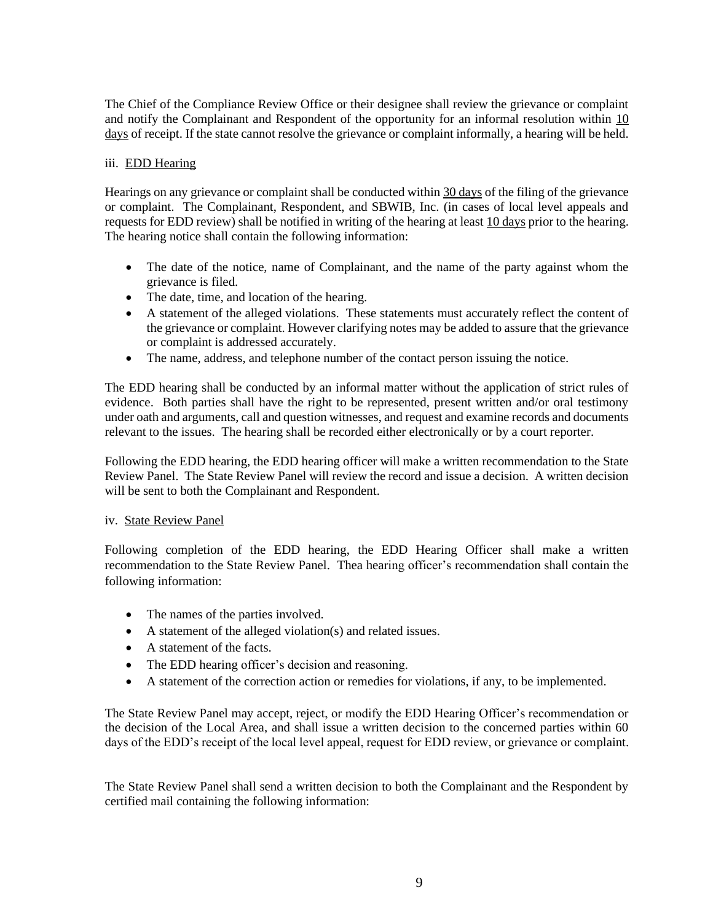The Chief of the Compliance Review Office or their designee shall review the grievance or complaint and notify the Complainant and Respondent of the opportunity for an informal resolution within 10 days of receipt. If the state cannot resolve the grievance or complaint informally, a hearing will be held.

iii. EDD Hearing

Hearings on any grievance or complaint shall be conducted within 30 days of the filing of the grievance or complaint. The Complainant, Respondent, and SBWIB, Inc. (in cases of local level appeals and requests for EDD review) shall be notified in writing of the hearing at least 10 days prior to the hearing. The hearing notice shall contain the following information:

- The date of the notice, name of Complainant, and the name of the party against whom the grievance is filed.
- The date, time, and location of the hearing.
- A statement of the alleged violations. These statements must accurately reflect the content of the grievance or complaint. However clarifying notes may be added to assure that the grievance or complaint is addressed accurately.
- The name, address, and telephone number of the contact person issuing the notice.

The EDD hearing shall be conducted by an informal matter without the application of strict rules of evidence. Both parties shall have the right to be represented, present written and/or oral testimony under oath and arguments, call and question witnesses, and request and examine records and documents relevant to the issues. The hearing shall be recorded either electronically or by a court reporter.

Following the EDD hearing, the EDD hearing officer will make a written recommendation to the State Review Panel. The State Review Panel will review the record and issue a decision. A written decision will be sent to both the Complainant and Respondent.

iv. State Review Panel

Following completion of the EDD hearing, the EDD Hearing Officer shall make a written recommendation to the State Review Panel. Thea hearing officer's recommendation shall contain the following information:

- The names of the parties involved.
- A statement of the alleged violation(s) and related issues.
- A statement of the facts.
- The EDD hearing officer's decision and reasoning.
- A statement of the correction action or remedies for violations, if any, to be implemented.

The State Review Panel may accept, reject, or modify the EDD Hearing Officer's recommendation or the decision of the Local Area, and shall issue a written decision to the concerned parties within 60 days of the EDD's receipt of the local level appeal, request for EDD review, or grievance or complaint.

The State Review Panel shall send a written decision to both the Complainant and the Respondent by certified mail containing the following information: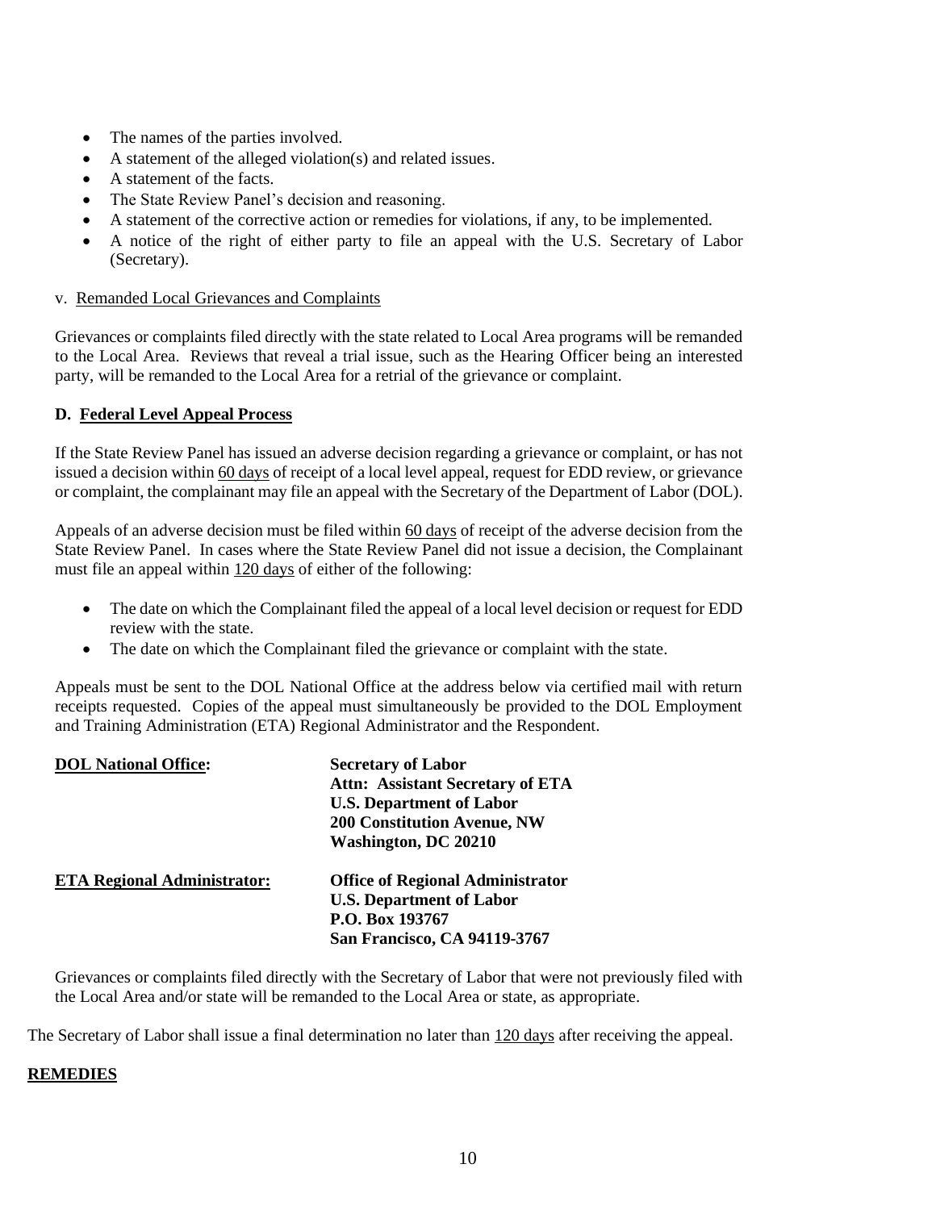- The names of the parties involved.
- A statement of the alleged violation(s) and related issues.
- A statement of the facts.
- The State Review Panel's decision and reasoning.
- A statement of the corrective action or remedies for violations, if any, to be implemented.
- A notice of the right of either party to file an appeal with the U.S. Secretary of Labor (Secretary).

v. Remanded Local Grievances and Complaints

Grievances or complaints filed directly with the state related to Local Area programs will be remanded to the Local Area. Reviews that reveal a trial issue, such as the Hearing Officer being an interested party, will be remanded to the Local Area for a retrial of the grievance or complaint.

**D. Federal Level Appeal Process**

If the State Review Panel has issued an adverse decision regarding a grievance or complaint, or has not issued a decision within 60 days of receipt of a local level appeal, request for EDD review, or grievance or complaint, the complainant may file an appeal with the Secretary of the Department of Labor (DOL).

Appeals of an adverse decision must be filed within 60 days of receipt of the adverse decision from the State Review Panel. In cases where the State Review Panel did not issue a decision, the Complainant must file an appeal within 120 days of either of the following:

- The date on which the Complainant filed the appeal of a local level decision or request for EDD review with the state.
- The date on which the Complainant filed the grievance or complaint with the state.

Appeals must be sent to the DOL National Office at the address below via certified mail with return receipts requested. Copies of the appeal must simultaneously be provided to the DOL Employment and Training Administration (ETA) Regional Administrator and the Respondent.

**DOL National Office:**
**Secretary of Labor**
**Attn: Assistant Secretary of ETA**
**U.S. Department of Labor**
**200 Constitution Avenue, NW**
**Washington, DC 20210**

**ETA Regional Administrator:**
**Office of Regional Administrator**
**U.S. Department of Labor**
**P.O. Box 193767**
**San Francisco, CA 94119-3767**

Grievances or complaints filed directly with the Secretary of Labor that were not previously filed with the Local Area and/or state will be remanded to the Local Area or state, as appropriate.

The Secretary of Labor shall issue a final determination no later than 120 days after receiving the appeal.

**REMEDIES**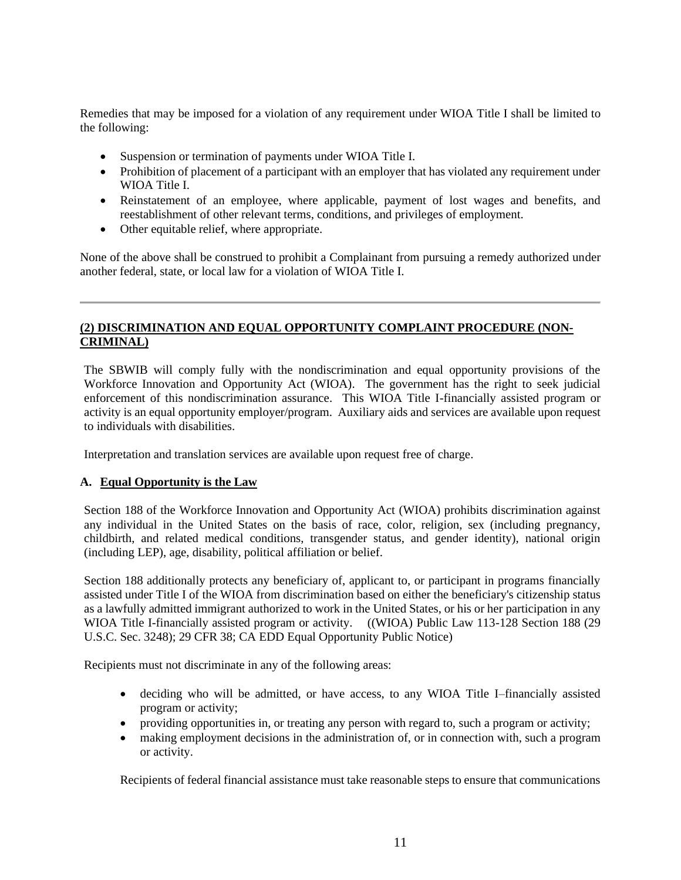Remedies that may be imposed for a violation of any requirement under WIOA Title I shall be limited to the following:

- Suspension or termination of payments under WIOA Title I.
- Prohibition of placement of a participant with an employer that has violated any requirement under WIOA Title I.
- Reinstatement of an employee, where applicable, payment of lost wages and benefits, and reestablishment of other relevant terms, conditions, and privileges of employment.
- Other equitable relief, where appropriate.

None of the above shall be construed to prohibit a Complainant from pursuing a remedy authorized under another federal, state, or local law for a violation of WIOA Title I.

---

## (2) DISCRIMINATION AND EQUAL OPPORTUNITY COMPLAINT PROCEDURE (NON-CRIMINAL)

The SBWIB will comply fully with the nondiscrimination and equal opportunity provisions of the Workforce Innovation and Opportunity Act (WIOA). The government has the right to seek judicial enforcement of this nondiscrimination assurance. This WIOA Title I-financially assisted program or activity is an equal opportunity employer/program. Auxiliary aids and services are available upon request to individuals with disabilities.

Interpretation and translation services are available upon request free of charge.

### A. Equal Opportunity is the Law

Section 188 of the Workforce Innovation and Opportunity Act (WIOA) prohibits discrimination against any individual in the United States on the basis of race, color, religion, sex (including pregnancy, childbirth, and related medical conditions, transgender status, and gender identity), national origin (including LEP), age, disability, political affiliation or belief.

Section 188 additionally protects any beneficiary of, applicant to, or participant in programs financially assisted under Title I of the WIOA from discrimination based on either the beneficiary's citizenship status as a lawfully admitted immigrant authorized to work in the United States, or his or her participation in any WIOA Title I-financially assisted program or activity. ((WIOA) Public Law 113-128 Section 188 (29 U.S.C. Sec. 3248); 29 CFR 38; CA EDD Equal Opportunity Public Notice)

Recipients must not discriminate in any of the following areas:

- deciding who will be admitted, or have access, to any WIOA Title I–financially assisted program or activity;
- providing opportunities in, or treating any person with regard to, such a program or activity;
- making employment decisions in the administration of, or in connection with, such a program or activity.

Recipients of federal financial assistance must take reasonable steps to ensure that communications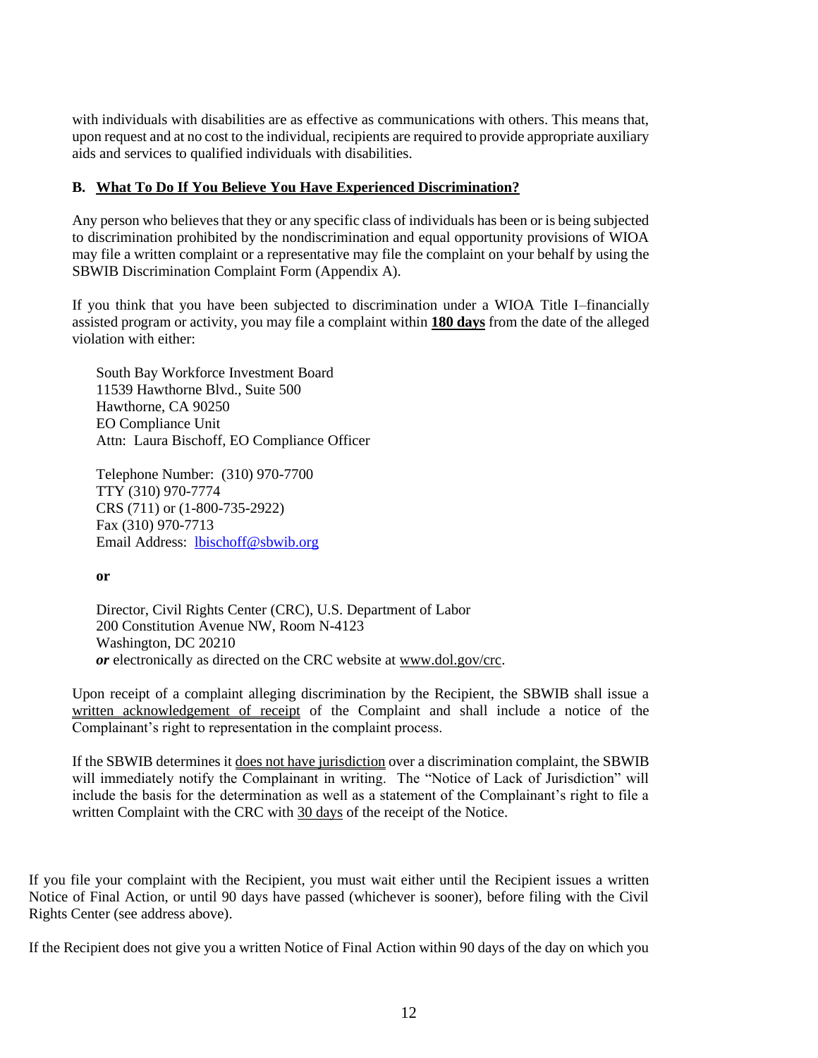with individuals with disabilities are as effective as communications with others. This means that, upon request and at no cost to the individual, recipients are required to provide appropriate auxiliary aids and services to qualified individuals with disabilities.

### B. <u>What To Do If You Believe You Have Experienced Discrimination?</u>

Any person who believes that they or any specific class of individuals has been or is being subjected to discrimination prohibited by the nondiscrimination and equal opportunity provisions of WIOA may file a written complaint or a representative may file the complaint on your behalf by using the SBWIB Discrimination Complaint Form (Appendix A).

If you think that you have been subjected to discrimination under a WIOA Title I–financially assisted program or activity, you may file a complaint within **<u>180 days</u>** from the date of the alleged violation with either:

South Bay Workforce Investment Board
11539 Hawthorne Blvd., Suite 500
Hawthorne, CA 90250
EO Compliance Unit
Attn: Laura Bischoff, EO Compliance Officer

Telephone Number: (310) 970-7700
TTY (310) 970-7774
CRS (711) or (1-800-735-2922)
Fax (310) 970-7713
Email Address: lbischoff@sbwib.org

**or**

Director, Civil Rights Center (CRC), U.S. Department of Labor
200 Constitution Avenue NW, Room N-4123
Washington, DC 20210
***or*** electronically as directed on the CRC website at www.dol.gov/crc.

Upon receipt of a complaint alleging discrimination by the Recipient, the SBWIB shall issue a <u>written acknowledgement of receipt</u> of the Complaint and shall include a notice of the Complainant's right to representation in the complaint process.

If the SBWIB determines it <u>does not have jurisdiction</u> over a discrimination complaint, the SBWIB will immediately notify the Complainant in writing. The "Notice of Lack of Jurisdiction" will include the basis for the determination as well as a statement of the Complainant's right to file a written Complaint with the CRC with <u>30 days</u> of the receipt of the Notice.

If you file your complaint with the Recipient, you must wait either until the Recipient issues a written Notice of Final Action, or until 90 days have passed (whichever is sooner), before filing with the Civil Rights Center (see address above).

If the Recipient does not give you a written Notice of Final Action within 90 days of the day on which you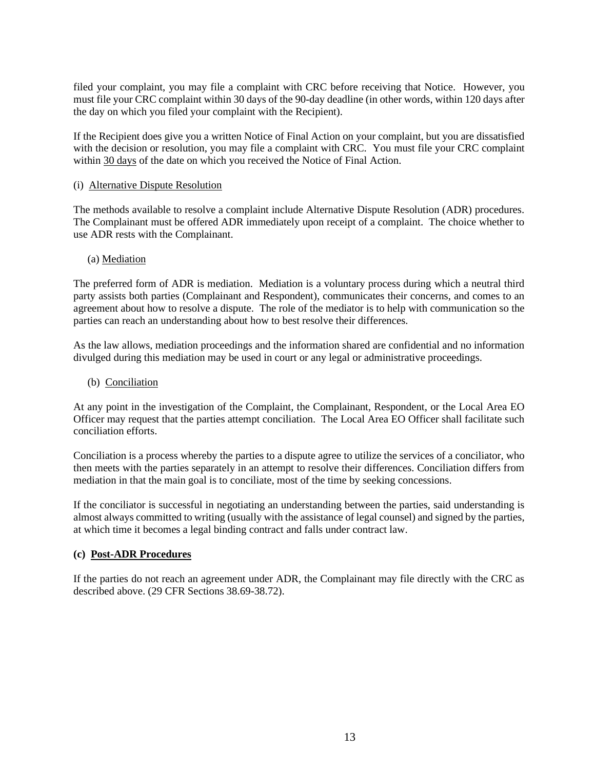filed your complaint, you may file a complaint with CRC before receiving that Notice. However, you must file your CRC complaint within 30 days of the 90-day deadline (in other words, within 120 days after the day on which you filed your complaint with the Recipient).

If the Recipient does give you a written Notice of Final Action on your complaint, but you are dissatisfied with the decision or resolution, you may file a complaint with CRC. You must file your CRC complaint within 30 days of the date on which you received the Notice of Final Action.

(i) Alternative Dispute Resolution

The methods available to resolve a complaint include Alternative Dispute Resolution (ADR) procedures. The Complainant must be offered ADR immediately upon receipt of a complaint. The choice whether to use ADR rests with the Complainant.

(a) Mediation

The preferred form of ADR is mediation. Mediation is a voluntary process during which a neutral third party assists both parties (Complainant and Respondent), communicates their concerns, and comes to an agreement about how to resolve a dispute. The role of the mediator is to help with communication so the parties can reach an understanding about how to best resolve their differences.

As the law allows, mediation proceedings and the information shared are confidential and no information divulged during this mediation may be used in court or any legal or administrative proceedings.

(b) Conciliation

At any point in the investigation of the Complaint, the Complainant, Respondent, or the Local Area EO Officer may request that the parties attempt conciliation. The Local Area EO Officer shall facilitate such conciliation efforts.

Conciliation is a process whereby the parties to a dispute agree to utilize the services of a conciliator, who then meets with the parties separately in an attempt to resolve their differences. Conciliation differs from mediation in that the main goal is to conciliate, most of the time by seeking concessions.

If the conciliator is successful in negotiating an understanding between the parties, said understanding is almost always committed to writing (usually with the assistance of legal counsel) and signed by the parties, at which time it becomes a legal binding contract and falls under contract law.

**(c) Post-ADR Procedures**

If the parties do not reach an agreement under ADR, the Complainant may file directly with the CRC as described above. (29 CFR Sections 38.69-38.72).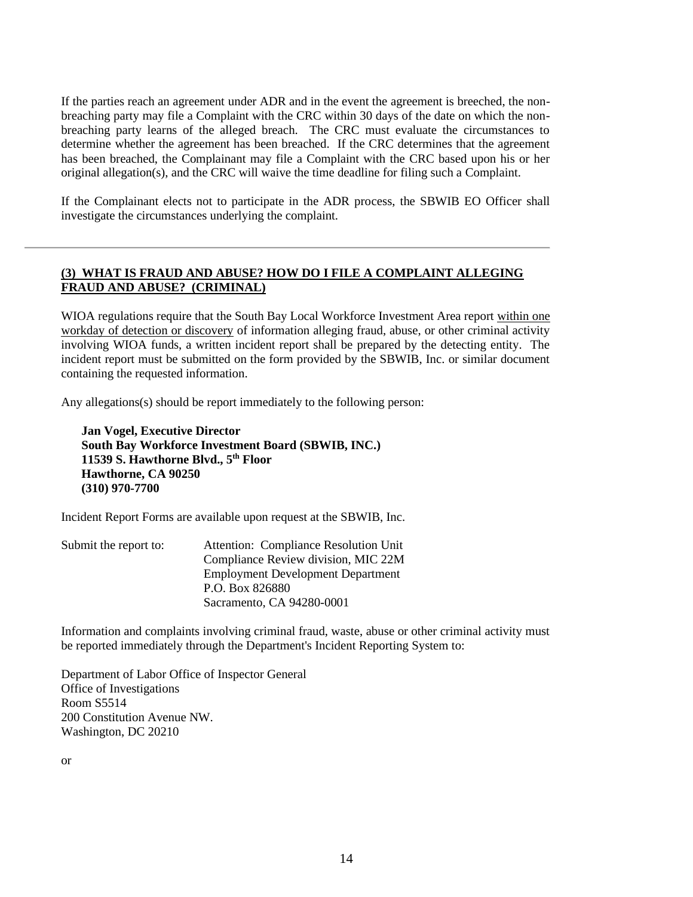If the parties reach an agreement under ADR and in the event the agreement is breeched, the non-breaching party may file a Complaint with the CRC within 30 days of the date on which the non-breaching party learns of the alleged breach. The CRC must evaluate the circumstances to determine whether the agreement has been breached. If the CRC determines that the agreement has been breached, the Complainant may file a Complaint with the CRC based upon his or her original allegation(s), and the CRC will waive the time deadline for filing such a Complaint.

If the Complainant elects not to participate in the ADR process, the SBWIB EO Officer shall investigate the circumstances underlying the complaint.

---

## (3) WHAT IS FRAUD AND ABUSE? HOW DO I FILE A COMPLAINT ALLEGING FRAUD AND ABUSE? (CRIMINAL)

WIOA regulations require that the South Bay Local Workforce Investment Area report within one workday of detection or discovery of information alleging fraud, abuse, or other criminal activity involving WIOA funds, a written incident report shall be prepared by the detecting entity. The incident report must be submitted on the form provided by the SBWIB, Inc. or similar document containing the requested information.

Any allegations(s) should be report immediately to the following person:

**Jan Vogel, Executive Director**
**South Bay Workforce Investment Board (SBWIB, INC.)**
**11539 S. Hawthorne Blvd., 5th Floor**
**Hawthorne, CA 90250**
**(310) 970-7700**

Incident Report Forms are available upon request at the SBWIB, Inc.

Submit the report to:
Attention: Compliance Resolution Unit
Compliance Review division, MIC 22M
Employment Development Department
P.O. Box 826880
Sacramento, CA 94280-0001

Information and complaints involving criminal fraud, waste, abuse or other criminal activity must be reported immediately through the Department's Incident Reporting System to:

Department of Labor Office of Inspector General
Office of Investigations
Room S5514
200 Constitution Avenue NW.
Washington, DC 20210

or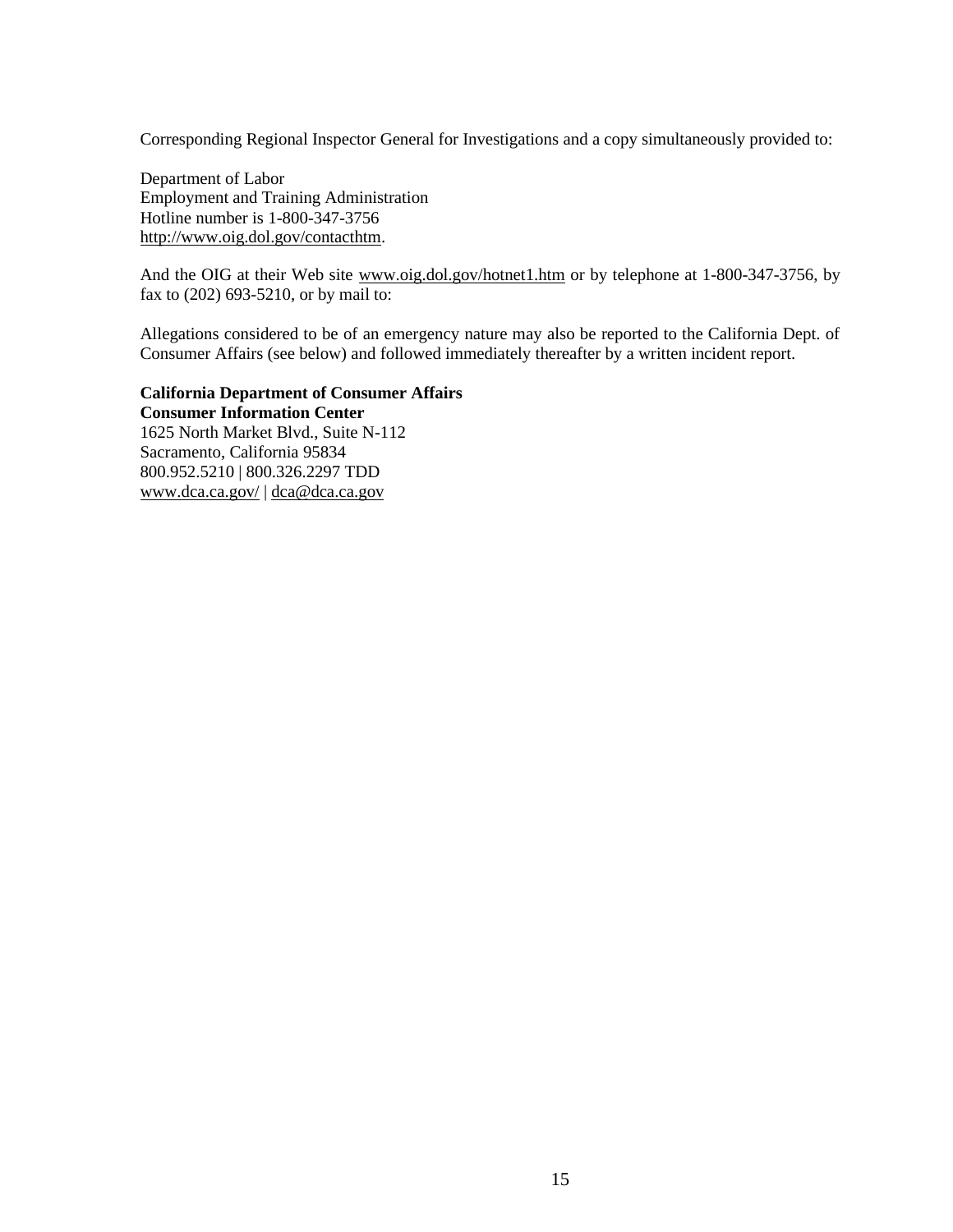Corresponding Regional Inspector General for Investigations and a copy simultaneously provided to:

Department of Labor
Employment and Training Administration
Hotline number is 1-800-347-3756
http://www.oig.dol.gov/contacthtm.

And the OIG at their Web site www.oig.dol.gov/hotnet1.htm or by telephone at 1-800-347-3756, by fax to (202) 693-5210, or by mail to:

Allegations considered to be of an emergency nature may also be reported to the California Dept. of Consumer Affairs (see below) and followed immediately thereafter by a written incident report.

**California Department of Consumer Affairs**
**Consumer Information Center**
1625 North Market Blvd., Suite N-112
Sacramento, California 95834
800.952.5210 | 800.326.2297 TDD
www.dca.ca.gov/ | dca@dca.ca.gov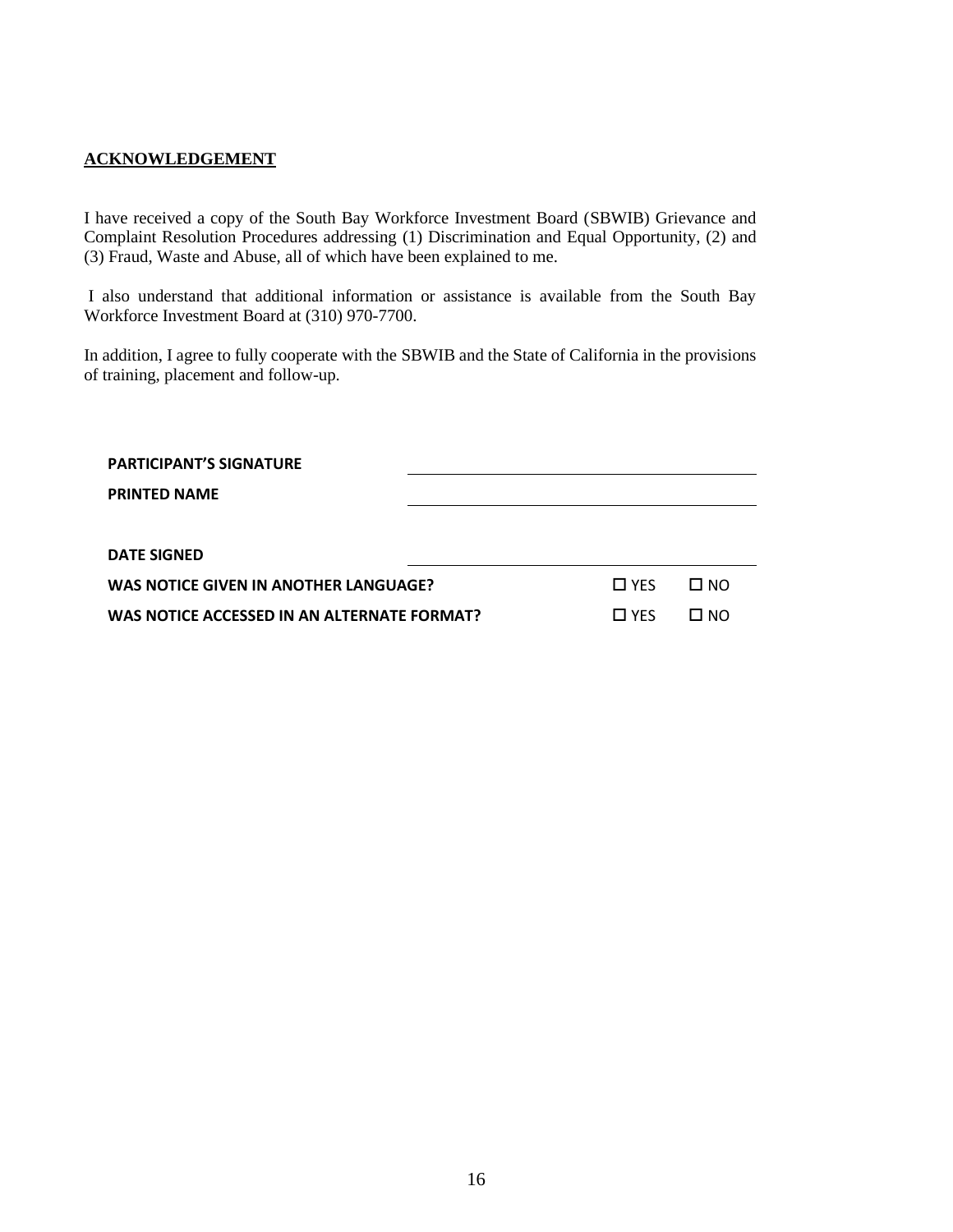**ACKNOWLEDGEMENT**

I have received a copy of the South Bay Workforce Investment Board (SBWIB) Grievance and Complaint Resolution Procedures addressing (1) Discrimination and Equal Opportunity, (2) and (3) Fraud, Waste and Abuse, all of which have been explained to me.

I also understand that additional information or assistance is available from the South Bay Workforce Investment Board at (310) 970-7700.

In addition, I agree to fully cooperate with the SBWIB and the State of California in the provisions of training, placement and follow-up.

**PARTICIPANT'S SIGNATURE** \_\_\_\_\_\_\_\_\_\_\_\_\_\_\_\_\_\_\_\_\_\_\_\_\_\_\_\_\_\_\_\_\_\_\_\_\_\_\_\_

**PRINTED NAME** \_\_\_\_\_\_\_\_\_\_\_\_\_\_\_\_\_\_\_\_\_\_\_\_\_\_\_\_\_\_\_\_\_\_\_\_\_\_\_\_

**DATE SIGNED** \_\_\_\_\_\_\_\_\_\_\_\_\_\_\_\_\_\_\_\_\_\_\_\_\_\_\_\_\_\_\_\_\_\_\_\_\_\_\_\_

**WAS NOTICE GIVEN IN ANOTHER LANGUAGE?** ☐ YES ☐ NO

**WAS NOTICE ACCESSED IN AN ALTERNATE FORMAT?** ☐ YES ☐ NO